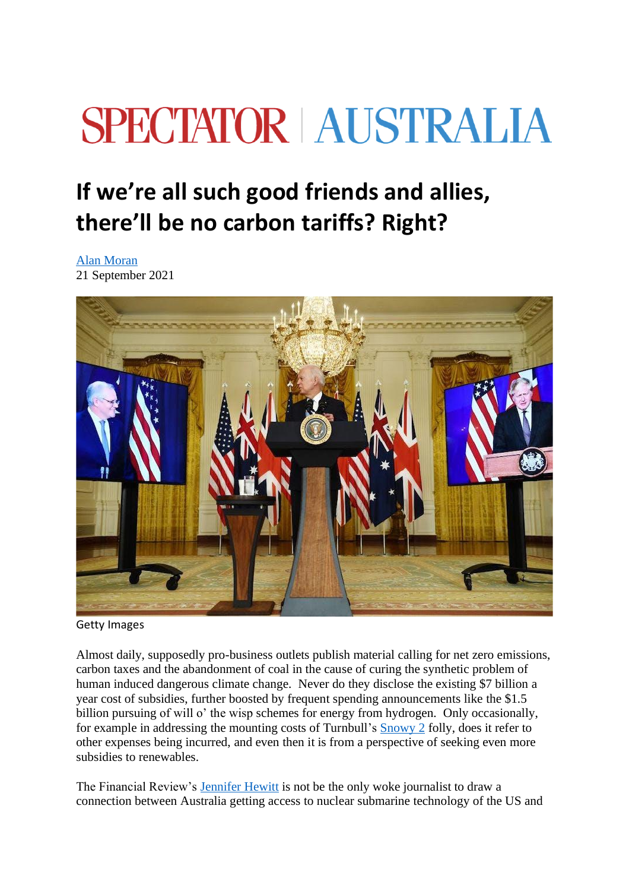# SPECTATOR | AUSTRALIA

## If we're all such good friends and allies, there'll be no carbon tariffs? Right?

[Alan Moran](#)
21 September 2021

Getty Images

Almost daily, supposedly pro-business outlets publish material calling for net zero emissions, carbon taxes and the abandonment of coal in the cause of curing the synthetic problem of human induced dangerous climate change. Never do they disclose the existing $7 billion a year cost of subsidies, further boosted by frequent spending announcements like the $1.5 billion pursuing of will o' the wisp schemes for energy from hydrogen. Only occasionally, for example in addressing the mounting costs of Turnbull's [Snowy 2](#) folly, does it refer to other expenses being incurred, and even then it is from a perspective of seeking even more subsidies to renewables.

The Financial Review's [Jennifer Hewitt](#) is not be the only woke journalist to draw a connection between Australia getting access to nuclear submarine technology of the US and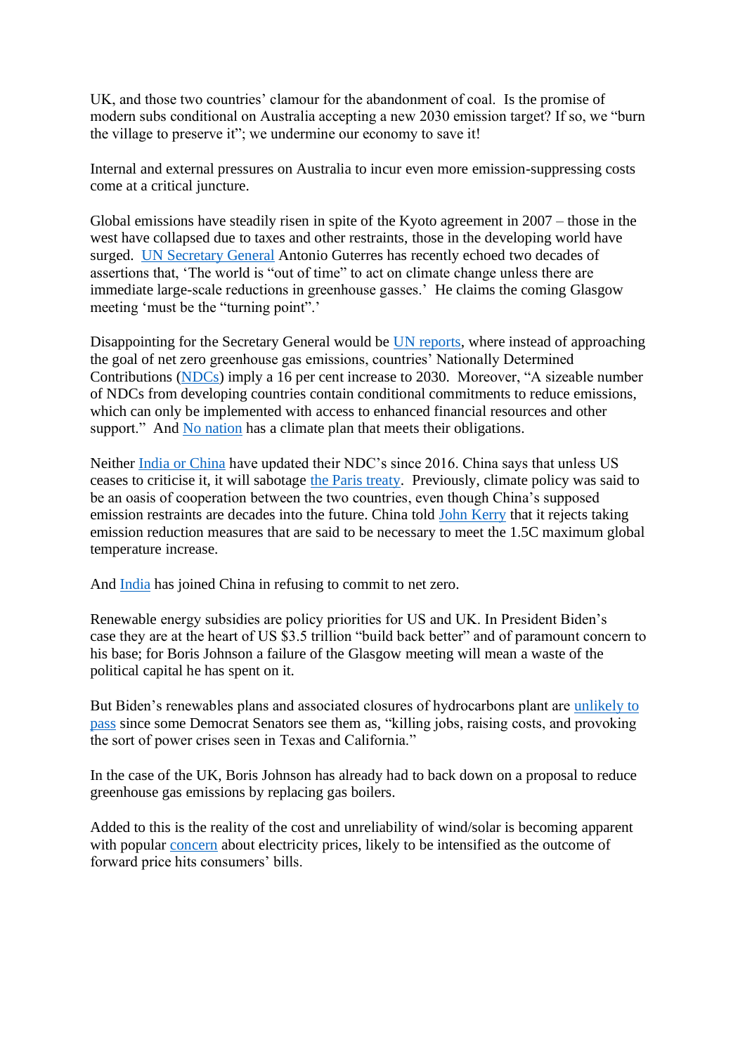UK, and those two countries' clamour for the abandonment of coal. Is the promise of modern subs conditional on Australia accepting a new 2030 emission target? If so, we "burn the village to preserve it"; we undermine our economy to save it!

Internal and external pressures on Australia to incur even more emission-suppressing costs come at a critical juncture.

Global emissions have steadily risen in spite of the Kyoto agreement in 2007 – those in the west have collapsed due to taxes and other restraints, those in the developing world have surged. UN Secretary General Antonio Guterres has recently echoed two decades of assertions that, 'The world is "out of time" to act on climate change unless there are immediate large-scale reductions in greenhouse gasses.' He claims the coming Glasgow meeting 'must be the "turning point".'

Disappointing for the Secretary General would be UN reports, where instead of approaching the goal of net zero greenhouse gas emissions, countries' Nationally Determined Contributions (NDCs) imply a 16 per cent increase to 2030. Moreover, "A sizeable number of NDCs from developing countries contain conditional commitments to reduce emissions, which can only be implemented with access to enhanced financial resources and other support." And No nation has a climate plan that meets their obligations.

Neither India or China have updated their NDC's since 2016. China says that unless US ceases to criticise it, it will sabotage the Paris treaty. Previously, climate policy was said to be an oasis of cooperation between the two countries, even though China's supposed emission restraints are decades into the future. China told John Kerry that it rejects taking emission reduction measures that are said to be necessary to meet the 1.5C maximum global temperature increase.

And India has joined China in refusing to commit to net zero.

Renewable energy subsidies are policy priorities for US and UK. In President Biden's case they are at the heart of US $3.5 trillion "build back better" and of paramount concern to his base; for Boris Johnson a failure of the Glasgow meeting will mean a waste of the political capital he has spent on it.

But Biden's renewables plans and associated closures of hydrocarbons plant are unlikely to pass since some Democrat Senators see them as, "killing jobs, raising costs, and provoking the sort of power crises seen in Texas and California."

In the case of the UK, Boris Johnson has already had to back down on a proposal to reduce greenhouse gas emissions by replacing gas boilers.

Added to this is the reality of the cost and unreliability of wind/solar is becoming apparent with popular concern about electricity prices, likely to be intensified as the outcome of forward price hits consumers' bills.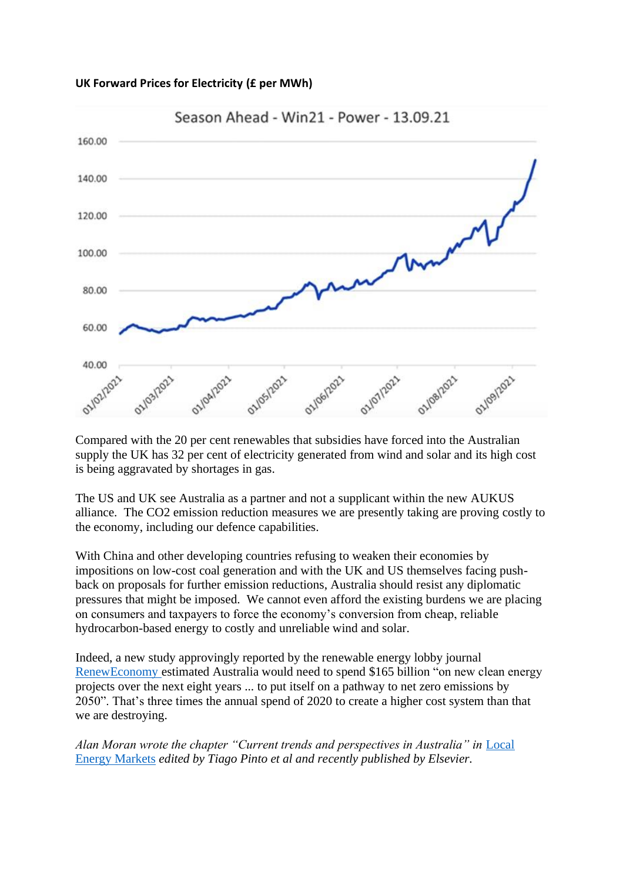**UK Forward Prices for Electricity (£ per MWh)**

Season Ahead - Win21 - Power - 13.09.21

160.00
140.00
120.00
100.00
80.00
60.00
40.00

01/02/2021
01/03/2021
01/04/2021
01/05/2021
01/06/2021
01/07/2021
01/08/2021
01/09/2021

Compared with the 20 per cent renewables that subsidies have forced into the Australian supply the UK has 32 per cent of electricity generated from wind and solar and its high cost is being aggravated by shortages in gas.

The US and UK see Australia as a partner and not a supplicant within the new AUKUS alliance. The CO2 emission reduction measures we are presently taking are proving costly to the economy, including our defence capabilities.

With China and other developing countries refusing to weaken their economies by impositions on low-cost coal generation and with the UK and US themselves facing push-back on proposals for further emission reductions, Australia should resist any diplomatic pressures that might be imposed. We cannot even afford the existing burdens we are placing on consumers and taxpayers to force the economy's conversion from cheap, reliable hydrocarbon-based energy to costly and unreliable wind and solar.

Indeed, a new study approvingly reported by the renewable energy lobby journal RenewEconomy estimated Australia would need to spend $165 billion "on new clean energy projects over the next eight years ... to put itself on a pathway to net zero emissions by 2050". That's three times the annual spend of 2020 to create a higher cost system than that we are destroying.

*Alan Moran wrote the chapter "Current trends and perspectives in Australia" in* Local Energy Markets *edited by Tiago Pinto et al and recently published by Elsevier.*